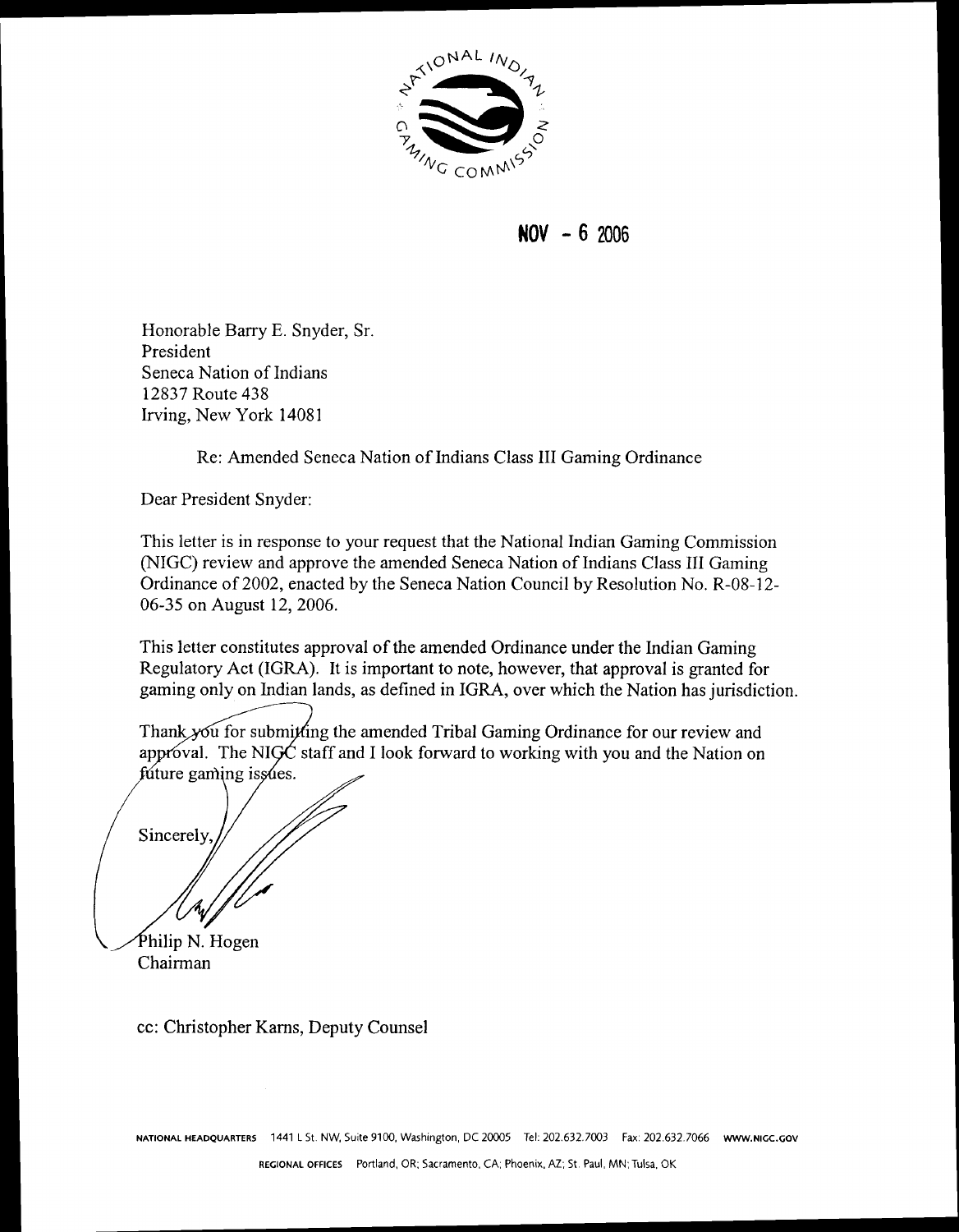NATIONAL INDIAN GAMING COMMISSION

NOV - 6 2006

Honorable Barry E. Snyder, Sr.
President
Seneca Nation of Indians
12837 Route 438
Irving, New York 14081

Re: Amended Seneca Nation of Indians Class III Gaming Ordinance

Dear President Snyder:

This letter is in response to your request that the National Indian Gaming Commission (NIGC) review and approve the amended Seneca Nation of Indians Class III Gaming Ordinance of 2002, enacted by the Seneca Nation Council by Resolution No. R-08-12-06-35 on August 12, 2006.

This letter constitutes approval of the amended Ordinance under the Indian Gaming Regulatory Act (IGRA). It is important to note, however, that approval is granted for gaming only on Indian lands, as defined in IGRA, over which the Nation has jurisdiction.

Thank you for submitting the amended Tribal Gaming Ordinance for our review and approval. The NIGC staff and I look forward to working with you and the Nation on future gaming issues.

Sincerely,

Philip N. Hogen
Chairman

cc: Christopher Karns, Deputy Counsel

NATIONAL HEADQUARTERS 1441 L St. NW, Suite 9100, Washington, DC 20005 Tel: 202.632.7003 Fax: 202.632.7066 WWW.NIGC.GOV

REGIONAL OFFICES Portland, OR; Sacramento, CA; Phoenix, AZ; St. Paul, MN; Tulsa, OK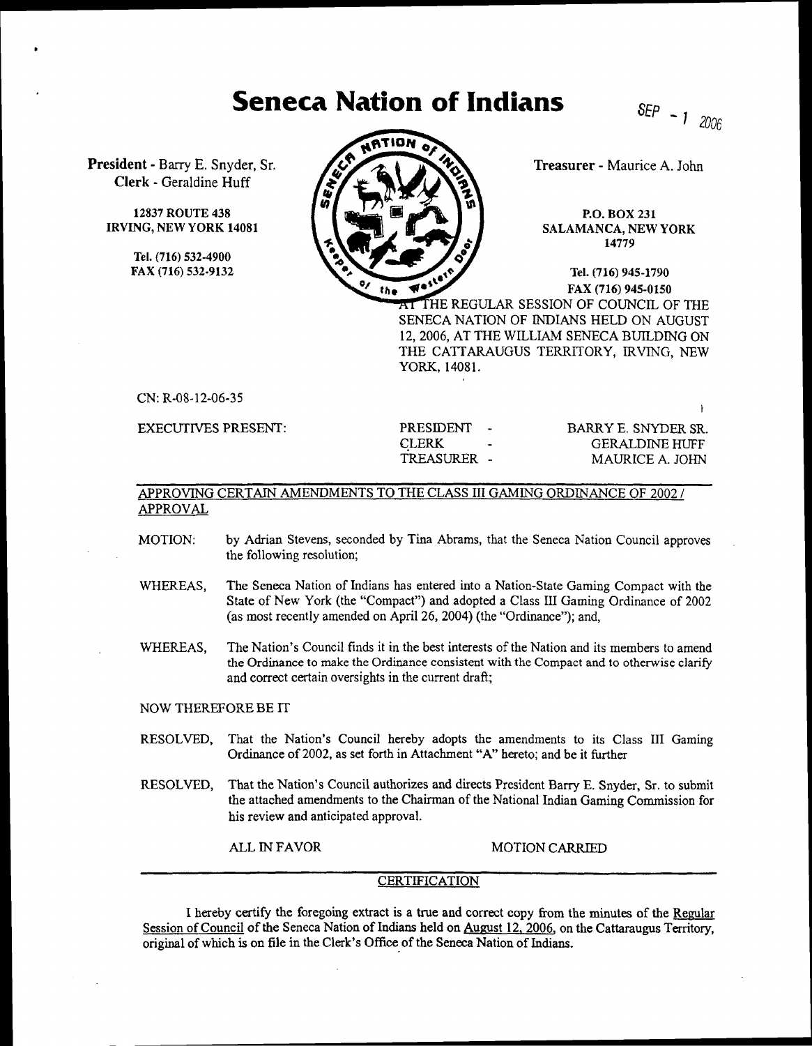# Seneca Nation of Indians

SEP - 1 2006

**President** - Barry E. Snyder, Sr.
**Clerk** - Geraldine Huff

12837 ROUTE 438
IRVING, NEW YORK 14081

Tel. (716) 532-4900
FAX (716) 532-9132

**Treasurer** - Maurice A. John

P.O. BOX 231
SALAMANCA, NEW YORK
14779

Tel. (716) 945-1790
FAX (716) 945-0150

AT THE REGULAR SESSION OF COUNCIL OF THE SENECA NATION OF INDIANS HELD ON AUGUST 12, 2006, AT THE WILLIAM SENECA BUILDING ON THE CATTARAUGUS TERRITORY, IRVING, NEW YORK, 14081.

CN: R-08-12-06-35

| EXECUTIVES PRESENT: | PRESIDENT - | BARRY E. SNYDER SR. |
|---|---|---|
| | CLERK - | GERALDINE HUFF |
| | TREASURER - | MAURICE A. JOHN |

APPROVING CERTAIN AMENDMENTS TO THE CLASS III GAMING ORDINANCE OF 2002 / APPROVAL

MOTION: by Adrian Stevens, seconded by Tina Abrams, that the Seneca Nation Council approves the following resolution;

WHEREAS, The Seneca Nation of Indians has entered into a Nation-State Gaming Compact with the State of New York (the "Compact") and adopted a Class III Gaming Ordinance of 2002 (as most recently amended on April 26, 2004) (the "Ordinance"); and,

WHEREAS, The Nation's Council finds it in the best interests of the Nation and its members to amend the Ordinance to make the Ordinance consistent with the Compact and to otherwise clarify and correct certain oversights in the current draft;

NOW THEREFORE BE IT

RESOLVED, That the Nation's Council hereby adopts the amendments to its Class III Gaming Ordinance of 2002, as set forth in Attachment "A" hereto; and be it further

RESOLVED, That the Nation's Council authorizes and directs President Barry E. Snyder, Sr. to submit the attached amendments to the Chairman of the National Indian Gaming Commission for his review and anticipated approval.

ALL IN FAVOR MOTION CARRIED

## CERTIFICATION

I hereby certify the foregoing extract is a true and correct copy from the minutes of the Regular Session of Council of the Seneca Nation of Indians held on August 12, 2006, on the Cattaraugus Territory, original of which is on file in the Clerk's Office of the Seneca Nation of Indians.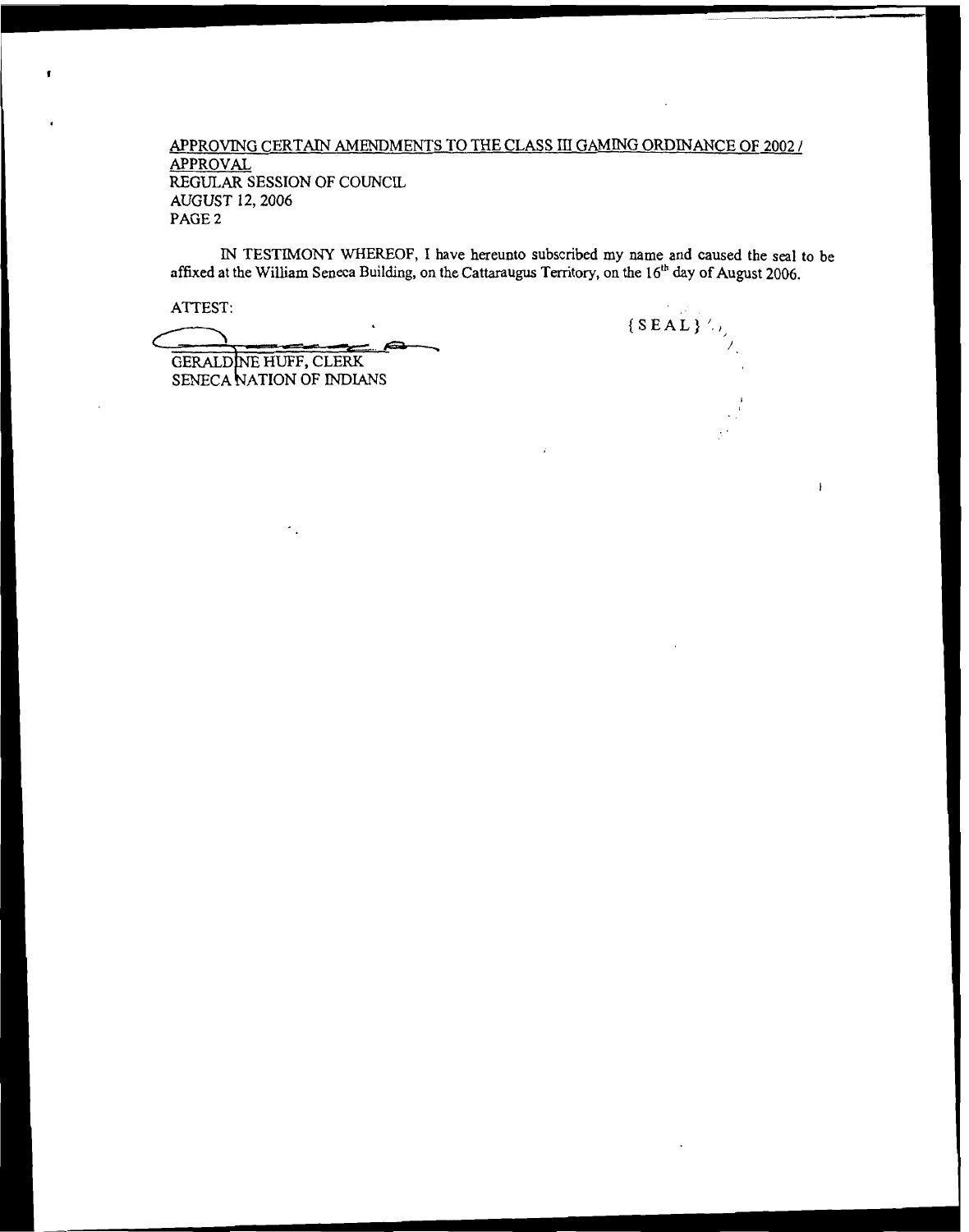APPROVING CERTAIN AMENDMENTS TO THE CLASS III GAMING ORDINANCE OF 2002 / APPROVAL
REGULAR SESSION OF COUNCIL
AUGUST 12, 2006
PAGE 2

IN TESTIMONY WHEREOF, I have hereunto subscribed my name and caused the seal to be affixed at the William Seneca Building, on the Cattaraugus Territory, on the 16th day of August 2006.

ATTEST:

{SEAL}

GERALDINE HUFF, CLERK
SENECA NATION OF INDIANS